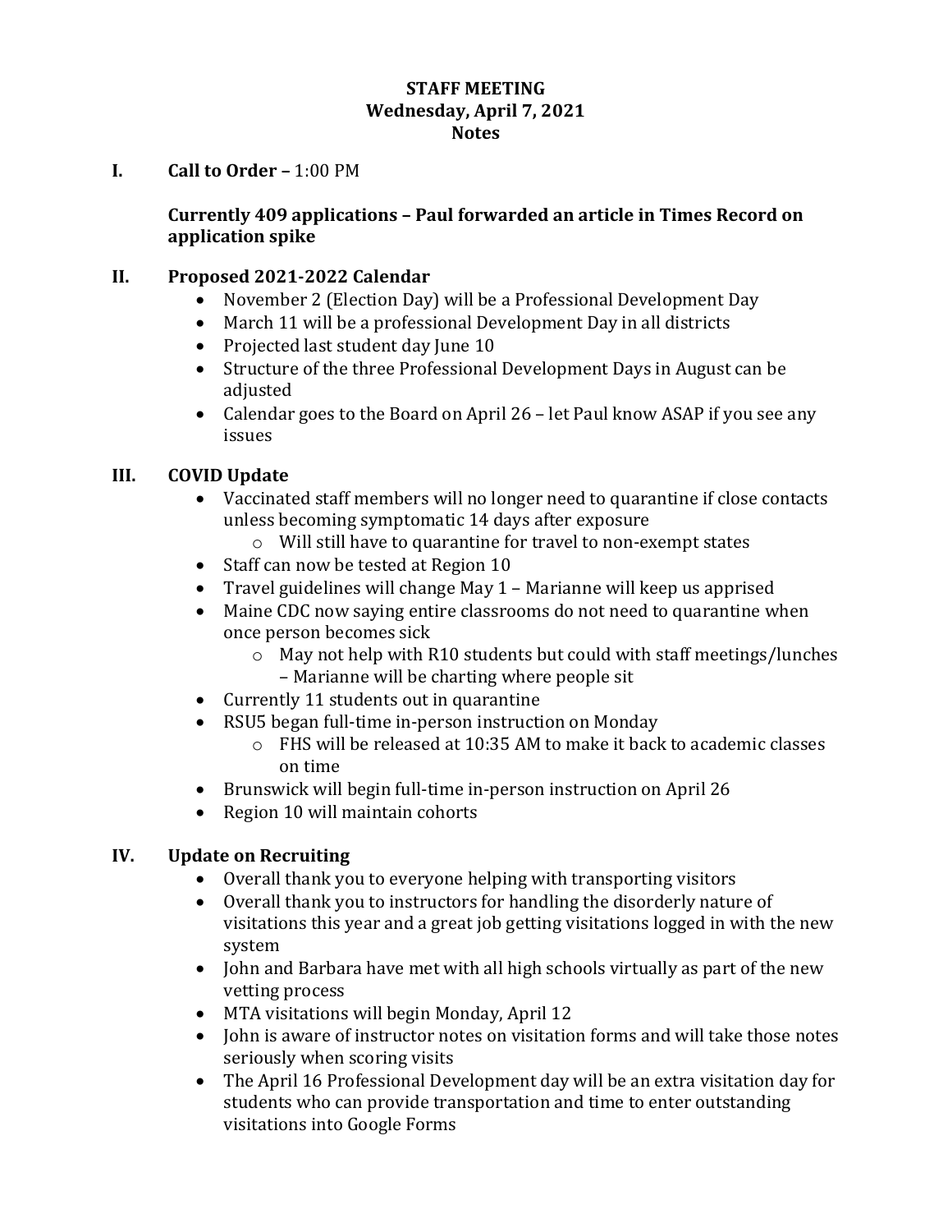**STAFF MEETING**
**Wednesday, April 7, 2021**
**Notes**

**I. Call to Order –** 1:00 PM

**Currently 409 applications – Paul forwarded an article in Times Record on application spike**

**II. Proposed 2021-2022 Calendar**

- November 2 (Election Day) will be a Professional Development Day
- March 11 will be a professional Development Day in all districts
- Projected last student day June 10
- Structure of the three Professional Development Days in August can be adjusted
- Calendar goes to the Board on April 26 – let Paul know ASAP if you see any issues

**III. COVID Update**

- Vaccinated staff members will no longer need to quarantine if close contacts unless becoming symptomatic 14 days after exposure
  - Will still have to quarantine for travel to non-exempt states
- Staff can now be tested at Region 10
- Travel guidelines will change May 1 – Marianne will keep us apprised
- Maine CDC now saying entire classrooms do not need to quarantine when once person becomes sick
  - May not help with R10 students but could with staff meetings/lunches – Marianne will be charting where people sit
- Currently 11 students out in quarantine
- RSU5 began full-time in-person instruction on Monday
  - FHS will be released at 10:35 AM to make it back to academic classes on time
- Brunswick will begin full-time in-person instruction on April 26
- Region 10 will maintain cohorts

**IV. Update on Recruiting**

- Overall thank you to everyone helping with transporting visitors
- Overall thank you to instructors for handling the disorderly nature of visitations this year and a great job getting visitations logged in with the new system
- John and Barbara have met with all high schools virtually as part of the new vetting process
- MTA visitations will begin Monday, April 12
- John is aware of instructor notes on visitation forms and will take those notes seriously when scoring visits
- The April 16 Professional Development day will be an extra visitation day for students who can provide transportation and time to enter outstanding visitations into Google Forms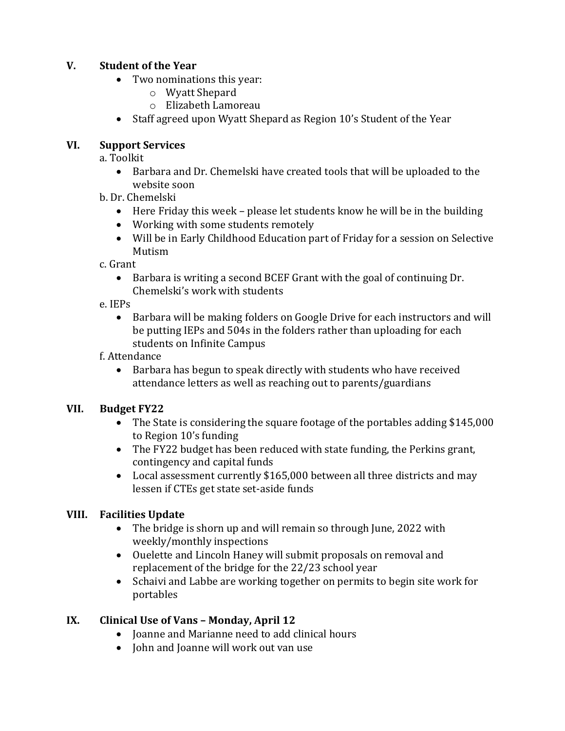## V. Student of the Year

- Two nominations this year:
  - Wyatt Shepard
  - Elizabeth Lamoreau
- Staff agreed upon Wyatt Shepard as Region 10's Student of the Year

## VI. Support Services

a. Toolkit

- Barbara and Dr. Chemelski have created tools that will be uploaded to the website soon

b. Dr. Chemelski

- Here Friday this week – please let students know he will be in the building
- Working with some students remotely
- Will be in Early Childhood Education part of Friday for a session on Selective Mutism

c. Grant

- Barbara is writing a second BCEF Grant with the goal of continuing Dr. Chemelski's work with students

e. IEPs

- Barbara will be making folders on Google Drive for each instructors and will be putting IEPs and 504s in the folders rather than uploading for each students on Infinite Campus

f. Attendance

- Barbara has begun to speak directly with students who have received attendance letters as well as reaching out to parents/guardians

## VII. Budget FY22

- The State is considering the square footage of the portables adding $145,000 to Region 10's funding
- The FY22 budget has been reduced with state funding, the Perkins grant, contingency and capital funds
- Local assessment currently $165,000 between all three districts and may lessen if CTEs get state set-aside funds

## VIII. Facilities Update

- The bridge is shorn up and will remain so through June, 2022 with weekly/monthly inspections
- Ouelette and Lincoln Haney will submit proposals on removal and replacement of the bridge for the 22/23 school year
- Schaivi and Labbe are working together on permits to begin site work for portables

## IX. Clinical Use of Vans – Monday, April 12

- Joanne and Marianne need to add clinical hours
- John and Joanne will work out van use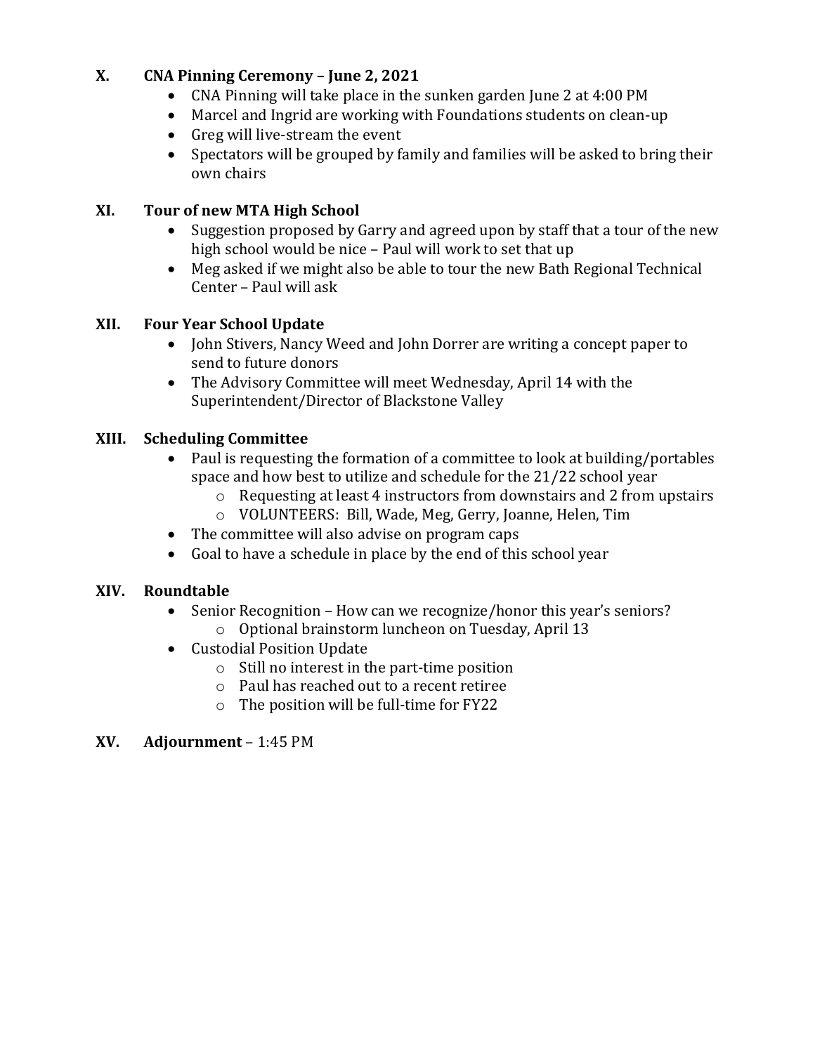## X. CNA Pinning Ceremony – June 2, 2021

- CNA Pinning will take place in the sunken garden June 2 at 4:00 PM
- Marcel and Ingrid are working with Foundations students on clean-up
- Greg will live-stream the event
- Spectators will be grouped by family and families will be asked to bring their own chairs

## XI. Tour of new MTA High School

- Suggestion proposed by Garry and agreed upon by staff that a tour of the new high school would be nice – Paul will work to set that up
- Meg asked if we might also be able to tour the new Bath Regional Technical Center – Paul will ask

## XII. Four Year School Update

- John Stivers, Nancy Weed and John Dorrer are writing a concept paper to send to future donors
- The Advisory Committee will meet Wednesday, April 14 with the Superintendent/Director of Blackstone Valley

## XIII. Scheduling Committee

- Paul is requesting the formation of a committee to look at building/portables space and how best to utilize and schedule for the 21/22 school year
    - Requesting at least 4 instructors from downstairs and 2 from upstairs
    - VOLUNTEERS: Bill, Wade, Meg, Gerry, Joanne, Helen, Tim
- The committee will also advise on program caps
- Goal to have a schedule in place by the end of this school year

## XIV. Roundtable

- Senior Recognition – How can we recognize/honor this year's seniors?
    - Optional brainstorm luncheon on Tuesday, April 13
- Custodial Position Update
    - Still no interest in the part-time position
    - Paul has reached out to a recent retiree
    - The position will be full-time for FY22

## XV. Adjournment – 1:45 PM